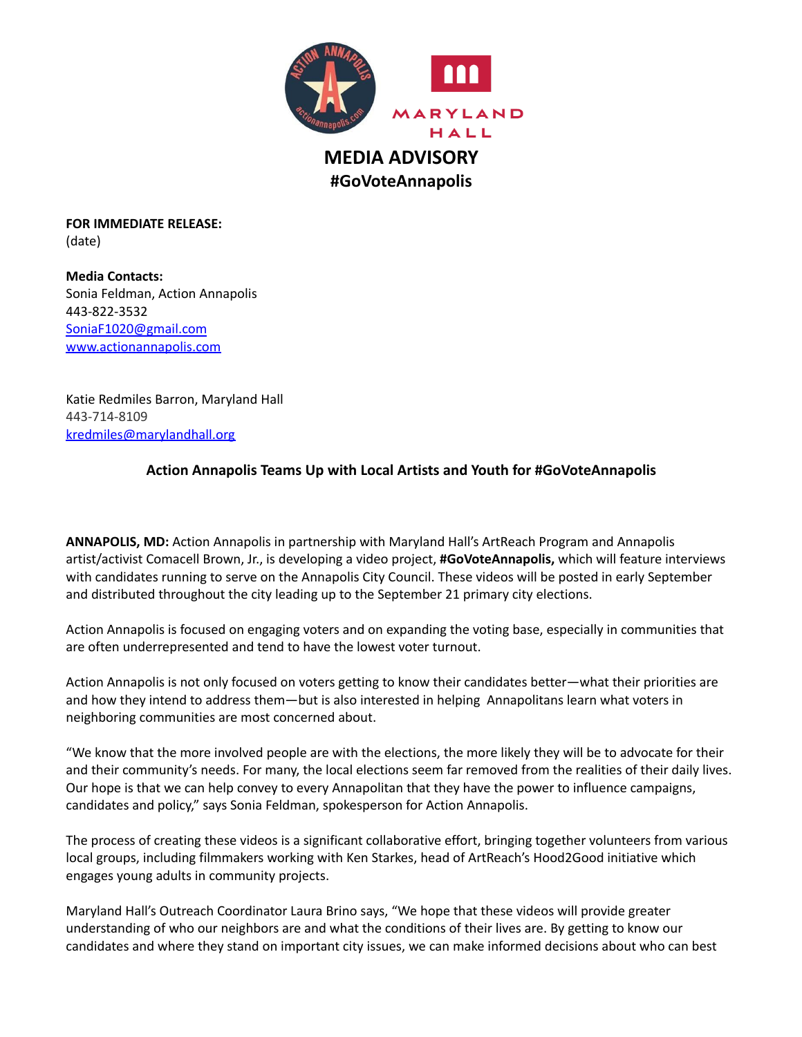# MEDIA ADVISORY
## #GoVoteAnnapolis

**FOR IMMEDIATE RELEASE:**
(date)

**Media Contacts:**
Sonia Feldman, Action Annapolis
443-822-3532
SoniaF1020@gmail.com
www.actionannapolis.com

Katie Redmiles Barron, Maryland Hall
443-714-8109
kredmiles@marylandhall.org

**Action Annapolis Teams Up with Local Artists and Youth for #GoVoteAnnapolis**

**ANNAPOLIS, MD:** Action Annapolis in partnership with Maryland Hall's ArtReach Program and Annapolis artist/activist Comacell Brown, Jr., is developing a video project, **#GoVoteAnnapolis,** which will feature interviews with candidates running to serve on the Annapolis City Council. These videos will be posted in early September and distributed throughout the city leading up to the September 21 primary city elections.

Action Annapolis is focused on engaging voters and on expanding the voting base, especially in communities that are often underrepresented and tend to have the lowest voter turnout.

Action Annapolis is not only focused on voters getting to know their candidates better—what their priorities are and how they intend to address them—but is also interested in helping Annapolitans learn what voters in neighboring communities are most concerned about.

"We know that the more involved people are with the elections, the more likely they will be to advocate for their and their community's needs. For many, the local elections seem far removed from the realities of their daily lives. Our hope is that we can help convey to every Annapolitan that they have the power to influence campaigns, candidates and policy," says Sonia Feldman, spokesperson for Action Annapolis.

The process of creating these videos is a significant collaborative effort, bringing together volunteers from various local groups, including filmmakers working with Ken Starkes, head of ArtReach's Hood2Good initiative which engages young adults in community projects.

Maryland Hall's Outreach Coordinator Laura Brino says, "We hope that these videos will provide greater understanding of who our neighbors are and what the conditions of their lives are. By getting to know our candidates and where they stand on important city issues, we can make informed decisions about who can best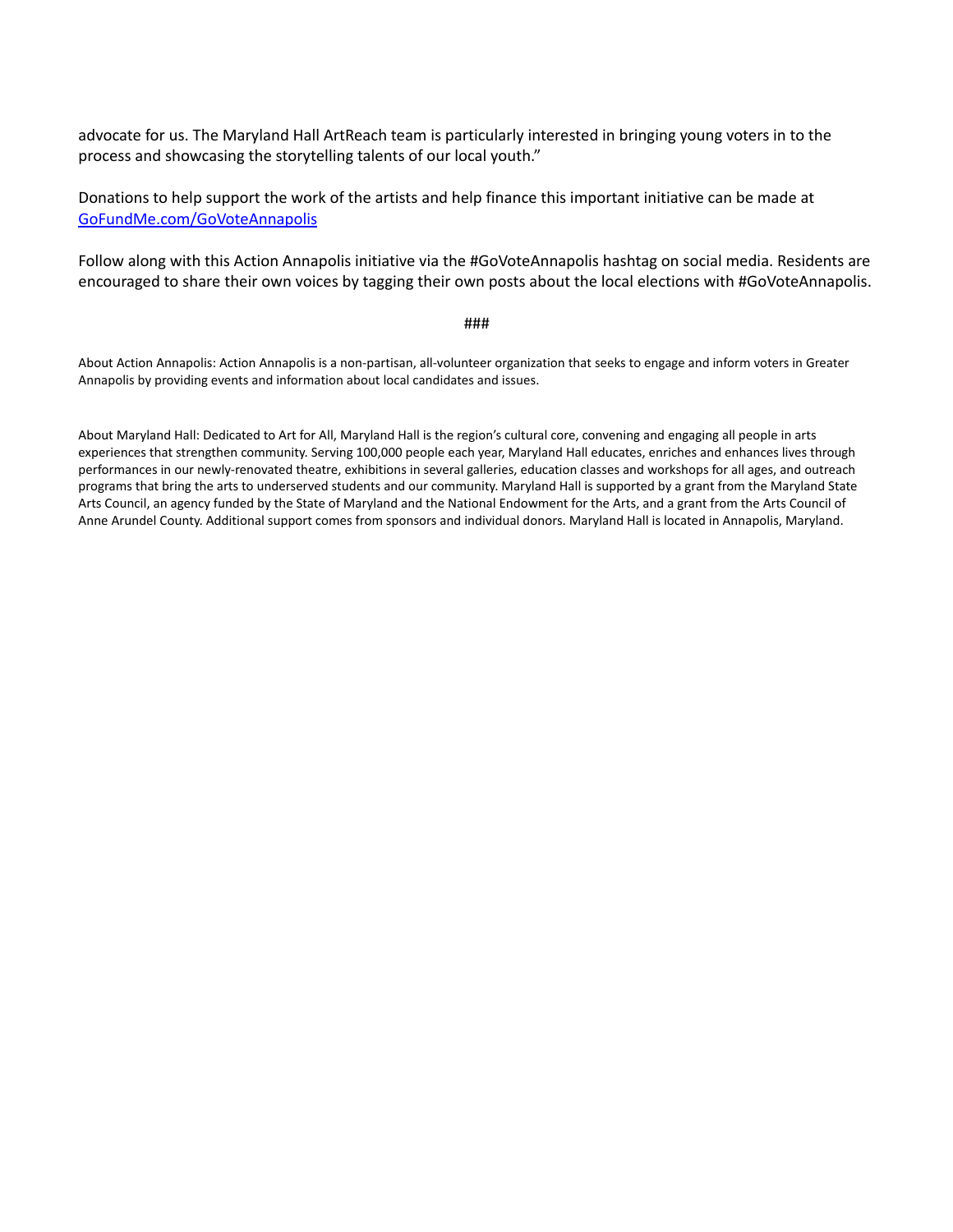advocate for us. The Maryland Hall ArtReach team is particularly interested in bringing young voters in to the process and showcasing the storytelling talents of our local youth."

Donations to help support the work of the artists and help finance this important initiative can be made at [GoFundMe.com/GoVoteAnnapolis](https://GoFundMe.com/GoVoteAnnapolis)

Follow along with this Action Annapolis initiative via the #GoVoteAnnapolis hashtag on social media. Residents are encouraged to share their own voices by tagging their own posts about the local elections with #GoVoteAnnapolis.

###

About Action Annapolis: Action Annapolis is a non-partisan, all-volunteer organization that seeks to engage and inform voters in Greater Annapolis by providing events and information about local candidates and issues.

About Maryland Hall: Dedicated to Art for All, Maryland Hall is the region's cultural core, convening and engaging all people in arts experiences that strengthen community. Serving 100,000 people each year, Maryland Hall educates, enriches and enhances lives through performances in our newly-renovated theatre, exhibitions in several galleries, education classes and workshops for all ages, and outreach programs that bring the arts to underserved students and our community. Maryland Hall is supported by a grant from the Maryland State Arts Council, an agency funded by the State of Maryland and the National Endowment for the Arts, and a grant from the Arts Council of Anne Arundel County. Additional support comes from sponsors and individual donors. Maryland Hall is located in Annapolis, Maryland.